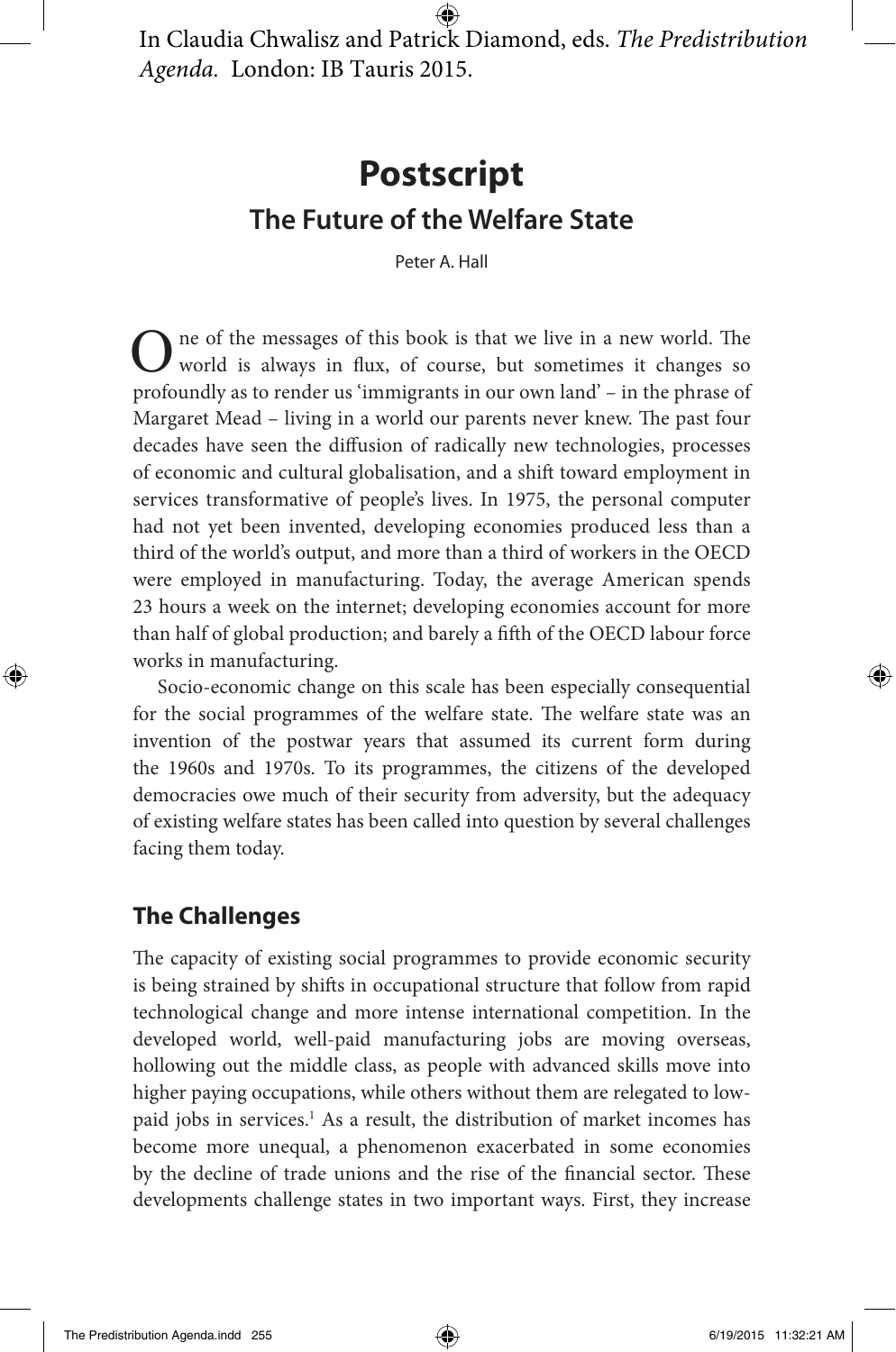In Claudia Chwalisz and Patrick Diamond, eds. *The Predistribution Agenda.* London: IB Tauris 2015.

# Postscript

## The Future of the Welfare State

Peter A. Hall

One of the messages of this book is that we live in a new world. The world is always in flux, of course, but sometimes it changes so profoundly as to render us 'immigrants in our own land' – in the phrase of Margaret Mead – living in a world our parents never knew. The past four decades have seen the diffusion of radically new technologies, processes of economic and cultural globalisation, and a shift toward employment in services transformative of people's lives. In 1975, the personal computer had not yet been invented, developing economies produced less than a third of the world's output, and more than a third of workers in the OECD were employed in manufacturing. Today, the average American spends 23 hours a week on the internet; developing economies account for more than half of global production; and barely a fifth of the OECD labour force works in manufacturing.

Socio-economic change on this scale has been especially consequential for the social programmes of the welfare state. The welfare state was an invention of the postwar years that assumed its current form during the 1960s and 1970s. To its programmes, the citizens of the developed democracies owe much of their security from adversity, but the adequacy of existing welfare states has been called into question by several challenges facing them today.

### The Challenges

The capacity of existing social programmes to provide economic security is being strained by shifts in occupational structure that follow from rapid technological change and more intense international competition. In the developed world, well-paid manufacturing jobs are moving overseas, hollowing out the middle class, as people with advanced skills move into higher paying occupations, while others without them are relegated to low-paid jobs in services.[1] As a result, the distribution of market incomes has become more unequal, a phenomenon exacerbated in some economies by the decline of trade unions and the rise of the financial sector. These developments challenge states in two important ways. First, they increase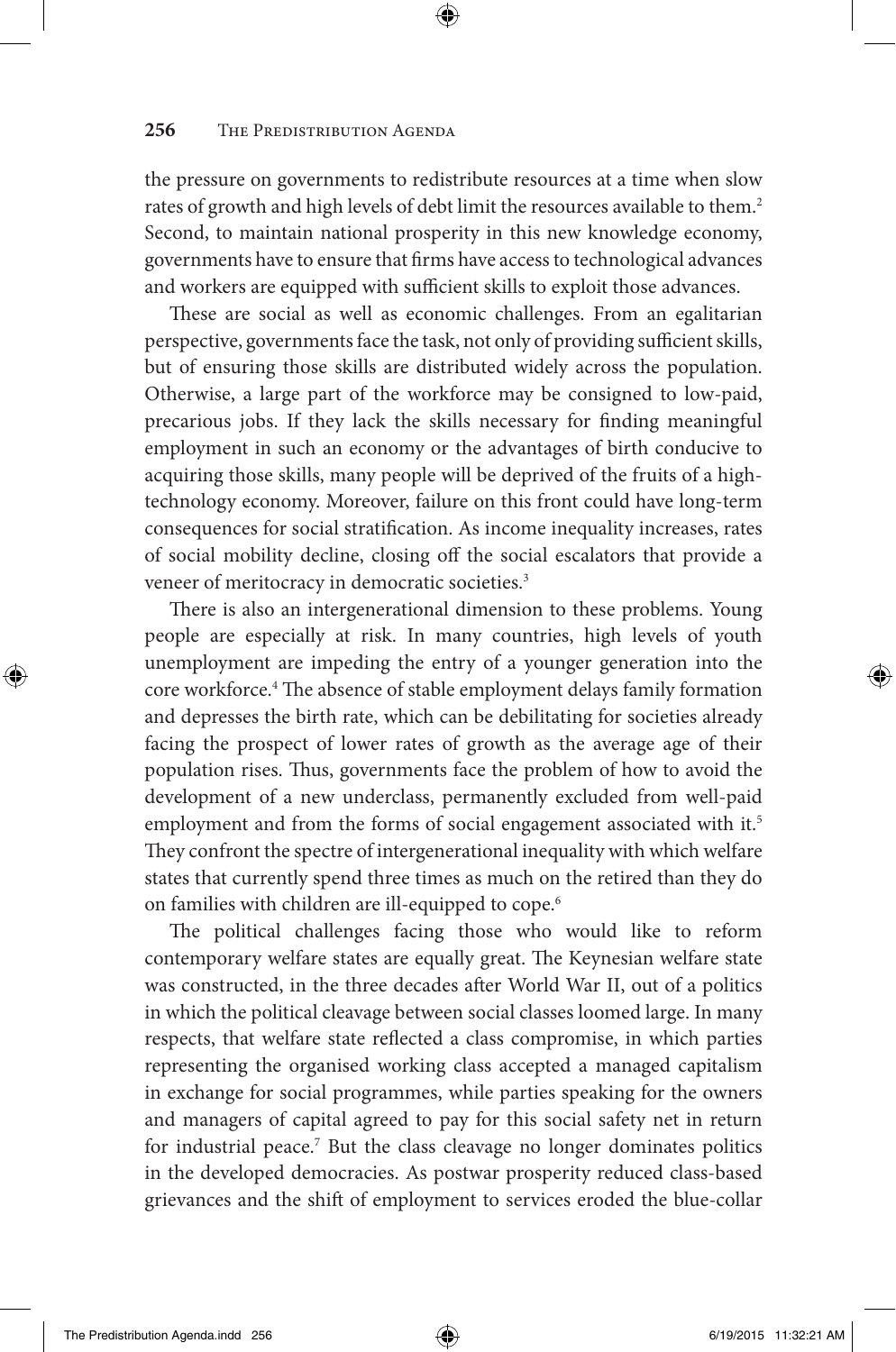the pressure on governments to redistribute resources at a time when slow rates of growth and high levels of debt limit the resources available to them.[2] Second, to maintain national prosperity in this new knowledge economy, governments have to ensure that firms have access to technological advances and workers are equipped with sufficient skills to exploit those advances.

These are social as well as economic challenges. From an egalitarian perspective, governments face the task, not only of providing sufficient skills, but of ensuring those skills are distributed widely across the population. Otherwise, a large part of the workforce may be consigned to low-paid, precarious jobs. If they lack the skills necessary for finding meaningful employment in such an economy or the advantages of birth conducive to acquiring those skills, many people will be deprived of the fruits of a high-technology economy. Moreover, failure on this front could have long-term consequences for social stratification. As income inequality increases, rates of social mobility decline, closing off the social escalators that provide a veneer of meritocracy in democratic societies.[3]

There is also an intergenerational dimension to these problems. Young people are especially at risk. In many countries, high levels of youth unemployment are impeding the entry of a younger generation into the core workforce.[4] The absence of stable employment delays family formation and depresses the birth rate, which can be debilitating for societies already facing the prospect of lower rates of growth as the average age of their population rises. Thus, governments face the problem of how to avoid the development of a new underclass, permanently excluded from well-paid employment and from the forms of social engagement associated with it.[5] They confront the spectre of intergenerational inequality with which welfare states that currently spend three times as much on the retired than they do on families with children are ill-equipped to cope.[6]

The political challenges facing those who would like to reform contemporary welfare states are equally great. The Keynesian welfare state was constructed, in the three decades after World War II, out of a politics in which the political cleavage between social classes loomed large. In many respects, that welfare state reflected a class compromise, in which parties representing the organised working class accepted a managed capitalism in exchange for social programmes, while parties speaking for the owners and managers of capital agreed to pay for this social safety net in return for industrial peace.[7] But the class cleavage no longer dominates politics in the developed democracies. As postwar prosperity reduced class-based grievances and the shift of employment to services eroded the blue-collar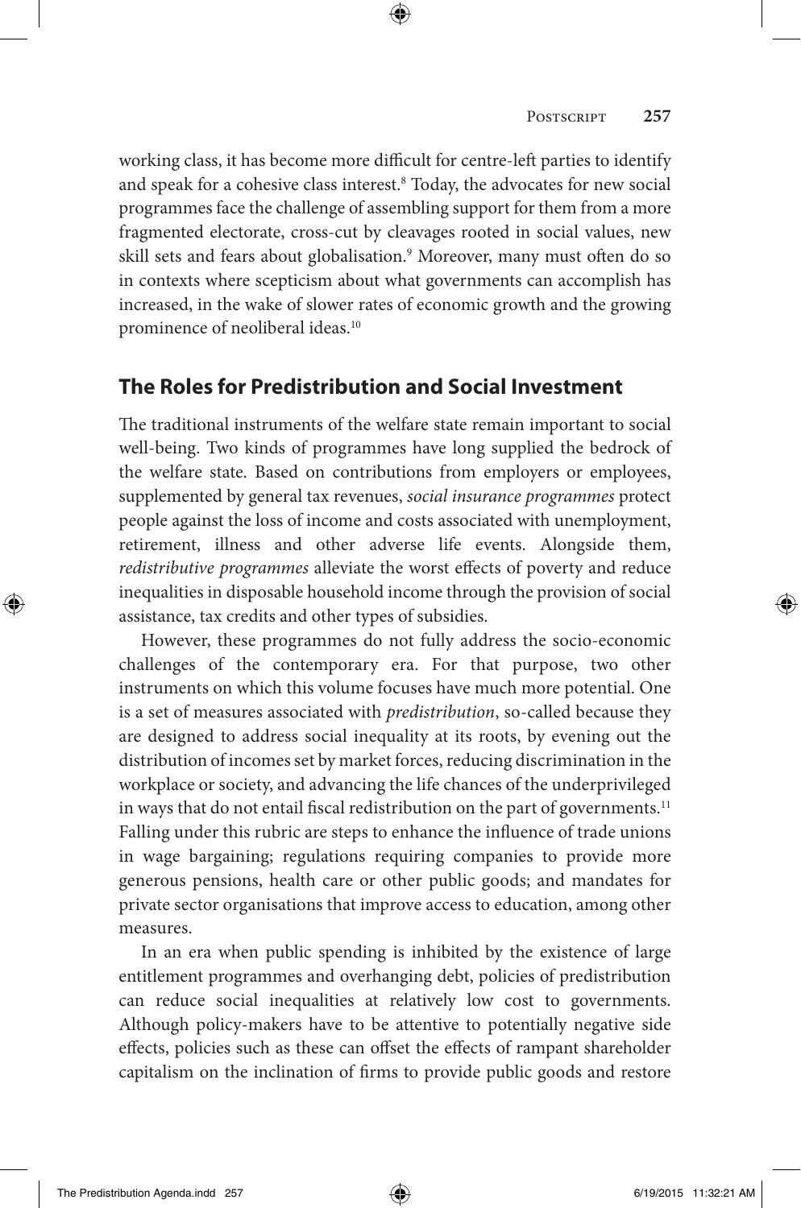working class, it has become more difficult for centre-left parties to identify and speak for a cohesive class interest.[8] Today, the advocates for new social programmes face the challenge of assembling support for them from a more fragmented electorate, cross-cut by cleavages rooted in social values, new skill sets and fears about globalisation.[9] Moreover, many must often do so in contexts where scepticism about what governments can accomplish has increased, in the wake of slower rates of economic growth and the growing prominence of neoliberal ideas.[10]

## The Roles for Predistribution and Social Investment

The traditional instruments of the welfare state remain important to social well-being. Two kinds of programmes have long supplied the bedrock of the welfare state. Based on contributions from employers or employees, supplemented by general tax revenues, *social insurance programmes* protect people against the loss of income and costs associated with unemployment, retirement, illness and other adverse life events. Alongside them, *redistributive programmes* alleviate the worst effects of poverty and reduce inequalities in disposable household income through the provision of social assistance, tax credits and other types of subsidies.

However, these programmes do not fully address the socio-economic challenges of the contemporary era. For that purpose, two other instruments on which this volume focuses have much more potential. One is a set of measures associated with *predistribution*, so-called because they are designed to address social inequality at its roots, by evening out the distribution of incomes set by market forces, reducing discrimination in the workplace or society, and advancing the life chances of the underprivileged in ways that do not entail fiscal redistribution on the part of governments.[11] Falling under this rubric are steps to enhance the influence of trade unions in wage bargaining; regulations requiring companies to provide more generous pensions, health care or other public goods; and mandates for private sector organisations that improve access to education, among other measures.

In an era when public spending is inhibited by the existence of large entitlement programmes and overhanging debt, policies of predistribution can reduce social inequalities at relatively low cost to governments. Although policy-makers have to be attentive to potentially negative side effects, policies such as these can offset the effects of rampant shareholder capitalism on the inclination of firms to provide public goods and restore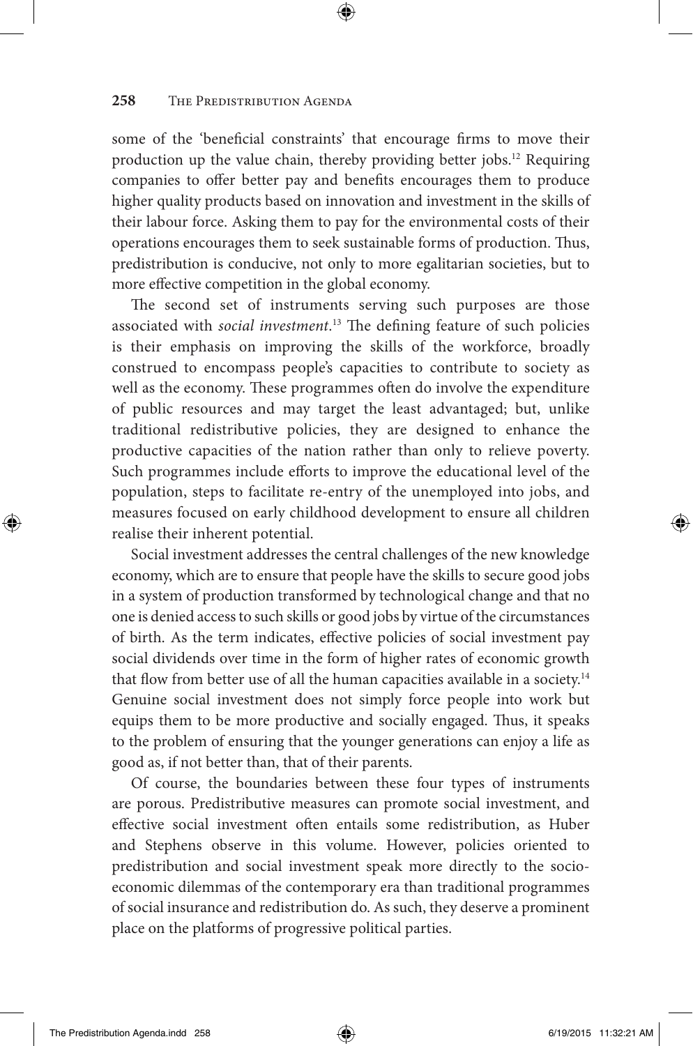some of the 'beneficial constraints' that encourage firms to move their production up the value chain, thereby providing better jobs.[12] Requiring companies to offer better pay and benefits encourages them to produce higher quality products based on innovation and investment in the skills of their labour force. Asking them to pay for the environmental costs of their operations encourages them to seek sustainable forms of production. Thus, predistribution is conducive, not only to more egalitarian societies, but to more effective competition in the global economy.

The second set of instruments serving such purposes are those associated with *social investment*.[13] The defining feature of such policies is their emphasis on improving the skills of the workforce, broadly construed to encompass people's capacities to contribute to society as well as the economy. These programmes often do involve the expenditure of public resources and may target the least advantaged; but, unlike traditional redistributive policies, they are designed to enhance the productive capacities of the nation rather than only to relieve poverty. Such programmes include efforts to improve the educational level of the population, steps to facilitate re-entry of the unemployed into jobs, and measures focused on early childhood development to ensure all children realise their inherent potential.

Social investment addresses the central challenges of the new knowledge economy, which are to ensure that people have the skills to secure good jobs in a system of production transformed by technological change and that no one is denied access to such skills or good jobs by virtue of the circumstances of birth. As the term indicates, effective policies of social investment pay social dividends over time in the form of higher rates of economic growth that flow from better use of all the human capacities available in a society.[14] Genuine social investment does not simply force people into work but equips them to be more productive and socially engaged. Thus, it speaks to the problem of ensuring that the younger generations can enjoy a life as good as, if not better than, that of their parents.

Of course, the boundaries between these four types of instruments are porous. Predistributive measures can promote social investment, and effective social investment often entails some redistribution, as Huber and Stephens observe in this volume. However, policies oriented to predistribution and social investment speak more directly to the socio-economic dilemmas of the contemporary era than traditional programmes of social insurance and redistribution do. As such, they deserve a prominent place on the platforms of progressive political parties.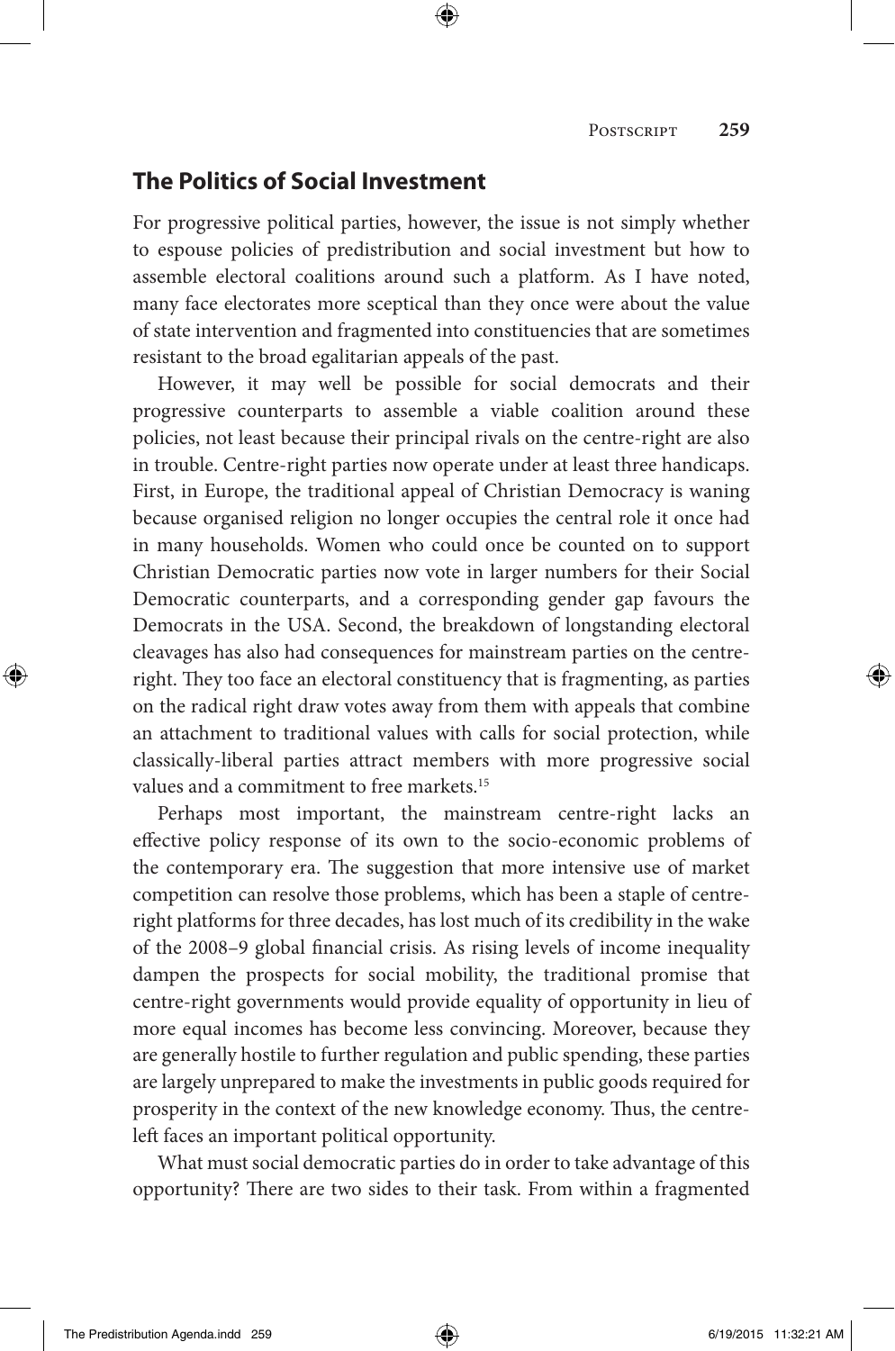## The Politics of Social Investment

For progressive political parties, however, the issue is not simply whether to espouse policies of predistribution and social investment but how to assemble electoral coalitions around such a platform. As I have noted, many face electorates more sceptical than they once were about the value of state intervention and fragmented into constituencies that are sometimes resistant to the broad egalitarian appeals of the past.

However, it may well be possible for social democrats and their progressive counterparts to assemble a viable coalition around these policies, not least because their principal rivals on the centre-right are also in trouble. Centre-right parties now operate under at least three handicaps. First, in Europe, the traditional appeal of Christian Democracy is waning because organised religion no longer occupies the central role it once had in many households. Women who could once be counted on to support Christian Democratic parties now vote in larger numbers for their Social Democratic counterparts, and a corresponding gender gap favours the Democrats in the USA. Second, the breakdown of longstanding electoral cleavages has also had consequences for mainstream parties on the centre-right. They too face an electoral constituency that is fragmenting, as parties on the radical right draw votes away from them with appeals that combine an attachment to traditional values with calls for social protection, while classically-liberal parties attract members with more progressive social values and a commitment to free markets.[15]

Perhaps most important, the mainstream centre-right lacks an effective policy response of its own to the socio-economic problems of the contemporary era. The suggestion that more intensive use of market competition can resolve those problems, which has been a staple of centre-right platforms for three decades, has lost much of its credibility in the wake of the 2008–9 global financial crisis. As rising levels of income inequality dampen the prospects for social mobility, the traditional promise that centre-right governments would provide equality of opportunity in lieu of more equal incomes has become less convincing. Moreover, because they are generally hostile to further regulation and public spending, these parties are largely unprepared to make the investments in public goods required for prosperity in the context of the new knowledge economy. Thus, the centre-left faces an important political opportunity.

What must social democratic parties do in order to take advantage of this opportunity? There are two sides to their task. From within a fragmented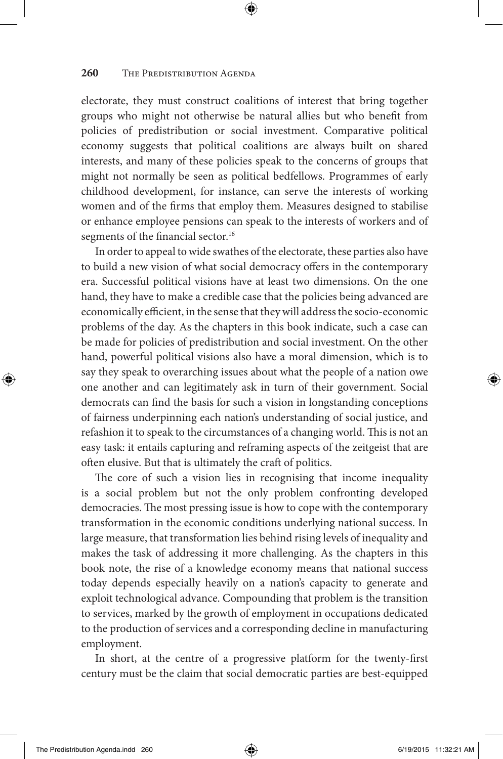electorate, they must construct coalitions of interest that bring together groups who might not otherwise be natural allies but who benefit from policies of predistribution or social investment. Comparative political economy suggests that political coalitions are always built on shared interests, and many of these policies speak to the concerns of groups that might not normally be seen as political bedfellows. Programmes of early childhood development, for instance, can serve the interests of working women and of the firms that employ them. Measures designed to stabilise or enhance employee pensions can speak to the interests of workers and of segments of the financial sector.[16]

In order to appeal to wide swathes of the electorate, these parties also have to build a new vision of what social democracy offers in the contemporary era. Successful political visions have at least two dimensions. On the one hand, they have to make a credible case that the policies being advanced are economically efficient, in the sense that they will address the socio-economic problems of the day. As the chapters in this book indicate, such a case can be made for policies of predistribution and social investment. On the other hand, powerful political visions also have a moral dimension, which is to say they speak to overarching issues about what the people of a nation owe one another and can legitimately ask in turn of their government. Social democrats can find the basis for such a vision in longstanding conceptions of fairness underpinning each nation's understanding of social justice, and refashion it to speak to the circumstances of a changing world. This is not an easy task: it entails capturing and reframing aspects of the zeitgeist that are often elusive. But that is ultimately the craft of politics.

The core of such a vision lies in recognising that income inequality is a social problem but not the only problem confronting developed democracies. The most pressing issue is how to cope with the contemporary transformation in the economic conditions underlying national success. In large measure, that transformation lies behind rising levels of inequality and makes the task of addressing it more challenging. As the chapters in this book note, the rise of a knowledge economy means that national success today depends especially heavily on a nation's capacity to generate and exploit technological advance. Compounding that problem is the transition to services, marked by the growth of employment in occupations dedicated to the production of services and a corresponding decline in manufacturing employment.

In short, at the centre of a progressive platform for the twenty-first century must be the claim that social democratic parties are best-equipped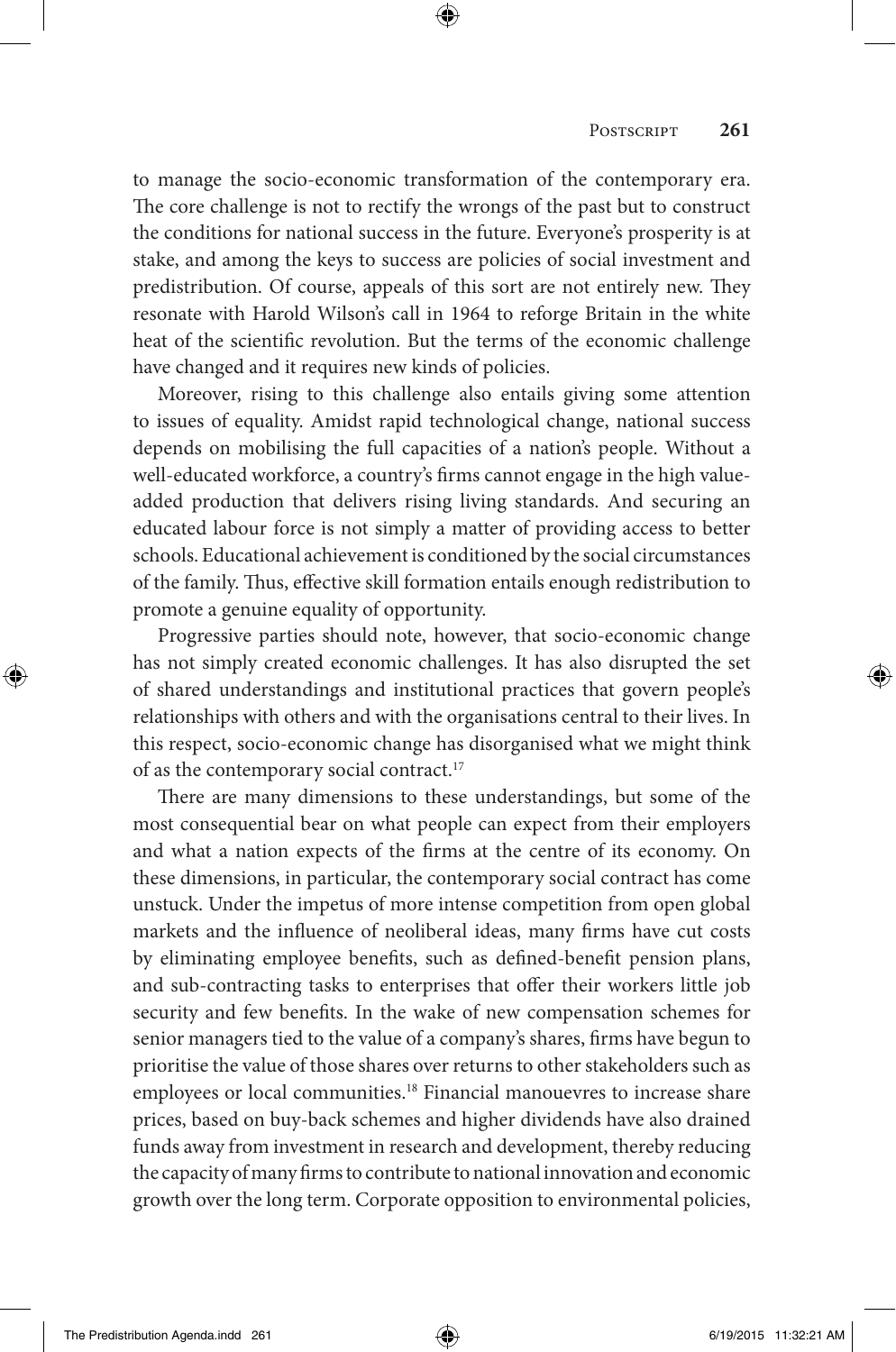to manage the socio-economic transformation of the contemporary era. The core challenge is not to rectify the wrongs of the past but to construct the conditions for national success in the future. Everyone's prosperity is at stake, and among the keys to success are policies of social investment and predistribution. Of course, appeals of this sort are not entirely new. They resonate with Harold Wilson's call in 1964 to reforge Britain in the white heat of the scientific revolution. But the terms of the economic challenge have changed and it requires new kinds of policies.

Moreover, rising to this challenge also entails giving some attention to issues of equality. Amidst rapid technological change, national success depends on mobilising the full capacities of a nation's people. Without a well-educated workforce, a country's firms cannot engage in the high value-added production that delivers rising living standards. And securing an educated labour force is not simply a matter of providing access to better schools. Educational achievement is conditioned by the social circumstances of the family. Thus, effective skill formation entails enough redistribution to promote a genuine equality of opportunity.

Progressive parties should note, however, that socio-economic change has not simply created economic challenges. It has also disrupted the set of shared understandings and institutional practices that govern people's relationships with others and with the organisations central to their lives. In this respect, socio-economic change has disorganised what we might think of as the contemporary social contract.[17]

There are many dimensions to these understandings, but some of the most consequential bear on what people can expect from their employers and what a nation expects of the firms at the centre of its economy. On these dimensions, in particular, the contemporary social contract has come unstuck. Under the impetus of more intense competition from open global markets and the influence of neoliberal ideas, many firms have cut costs by eliminating employee benefits, such as defined-benefit pension plans, and sub-contracting tasks to enterprises that offer their workers little job security and few benefits. In the wake of new compensation schemes for senior managers tied to the value of a company's shares, firms have begun to prioritise the value of those shares over returns to other stakeholders such as employees or local communities.[18] Financial manouevres to increase share prices, based on buy-back schemes and higher dividends have also drained funds away from investment in research and development, thereby reducing the capacity of many firms to contribute to national innovation and economic growth over the long term. Corporate opposition to environmental policies,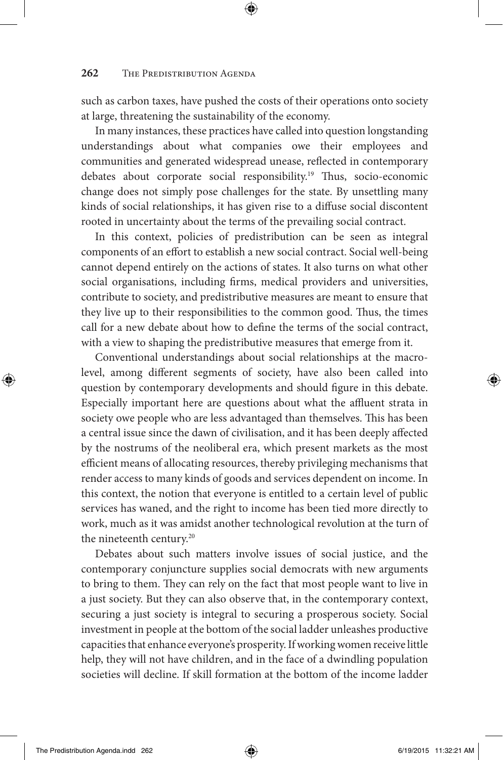such as carbon taxes, have pushed the costs of their operations onto society at large, threatening the sustainability of the economy.

In many instances, these practices have called into question longstanding understandings about what companies owe their employees and communities and generated widespread unease, reflected in contemporary debates about corporate social responsibility.[19] Thus, socio-economic change does not simply pose challenges for the state. By unsettling many kinds of social relationships, it has given rise to a diffuse social discontent rooted in uncertainty about the terms of the prevailing social contract.

In this context, policies of predistribution can be seen as integral components of an effort to establish a new social contract. Social well-being cannot depend entirely on the actions of states. It also turns on what other social organisations, including firms, medical providers and universities, contribute to society, and predistributive measures are meant to ensure that they live up to their responsibilities to the common good. Thus, the times call for a new debate about how to define the terms of the social contract, with a view to shaping the predistributive measures that emerge from it.

Conventional understandings about social relationships at the macro-level, among different segments of society, have also been called into question by contemporary developments and should figure in this debate. Especially important here are questions about what the affluent strata in society owe people who are less advantaged than themselves. This has been a central issue since the dawn of civilisation, and it has been deeply affected by the nostrums of the neoliberal era, which present markets as the most efficient means of allocating resources, thereby privileging mechanisms that render access to many kinds of goods and services dependent on income. In this context, the notion that everyone is entitled to a certain level of public services has waned, and the right to income has been tied more directly to work, much as it was amidst another technological revolution at the turn of the nineteenth century.[20]

Debates about such matters involve issues of social justice, and the contemporary conjuncture supplies social democrats with new arguments to bring to them. They can rely on the fact that most people want to live in a just society. But they can also observe that, in the contemporary context, securing a just society is integral to securing a prosperous society. Social investment in people at the bottom of the social ladder unleashes productive capacities that enhance everyone's prosperity. If working women receive little help, they will not have children, and in the face of a dwindling population societies will decline. If skill formation at the bottom of the income ladder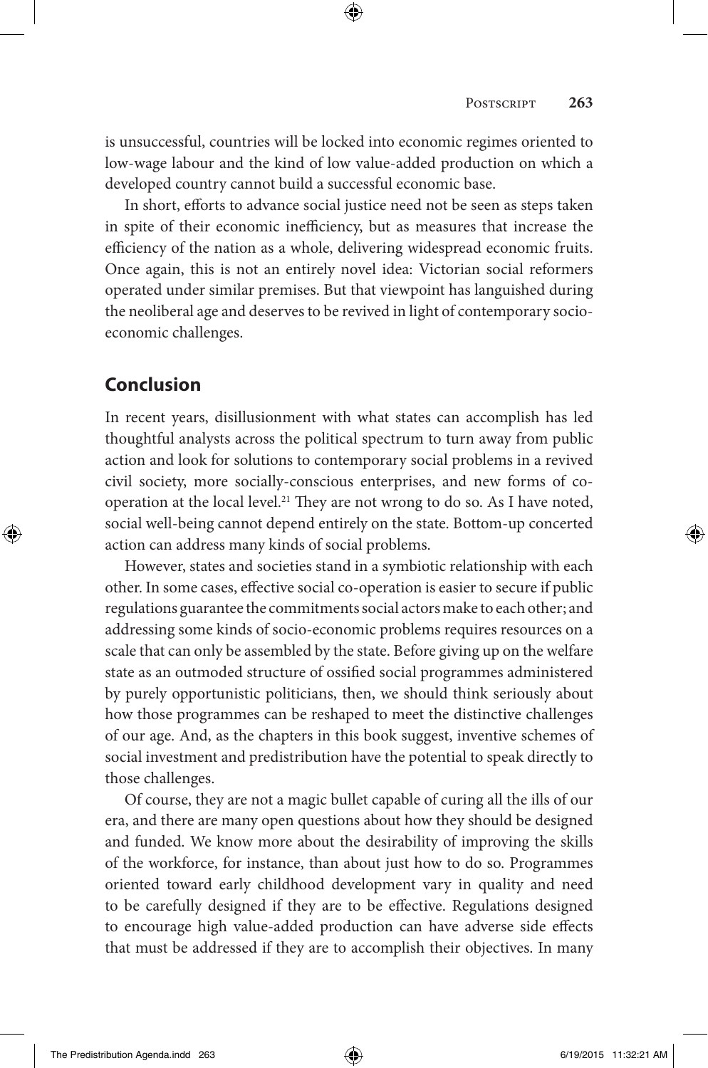is unsuccessful, countries will be locked into economic regimes oriented to low-wage labour and the kind of low value-added production on which a developed country cannot build a successful economic base.

In short, efforts to advance social justice need not be seen as steps taken in spite of their economic inefficiency, but as measures that increase the efficiency of the nation as a whole, delivering widespread economic fruits. Once again, this is not an entirely novel idea: Victorian social reformers operated under similar premises. But that viewpoint has languished during the neoliberal age and deserves to be revived in light of contemporary socio-economic challenges.

## Conclusion

In recent years, disillusionment with what states can accomplish has led thoughtful analysts across the political spectrum to turn away from public action and look for solutions to contemporary social problems in a revived civil society, more socially-conscious enterprises, and new forms of co-operation at the local level.[21] They are not wrong to do so. As I have noted, social well-being cannot depend entirely on the state. Bottom-up concerted action can address many kinds of social problems.

However, states and societies stand in a symbiotic relationship with each other. In some cases, effective social co-operation is easier to secure if public regulations guarantee the commitments social actors make to each other; and addressing some kinds of socio-economic problems requires resources on a scale that can only be assembled by the state. Before giving up on the welfare state as an outmoded structure of ossified social programmes administered by purely opportunistic politicians, then, we should think seriously about how those programmes can be reshaped to meet the distinctive challenges of our age. And, as the chapters in this book suggest, inventive schemes of social investment and predistribution have the potential to speak directly to those challenges.

Of course, they are not a magic bullet capable of curing all the ills of our era, and there are many open questions about how they should be designed and funded. We know more about the desirability of improving the skills of the workforce, for instance, than about just how to do so. Programmes oriented toward early childhood development vary in quality and need to be carefully designed if they are to be effective. Regulations designed to encourage high value-added production can have adverse side effects that must be addressed if they are to accomplish their objectives. In many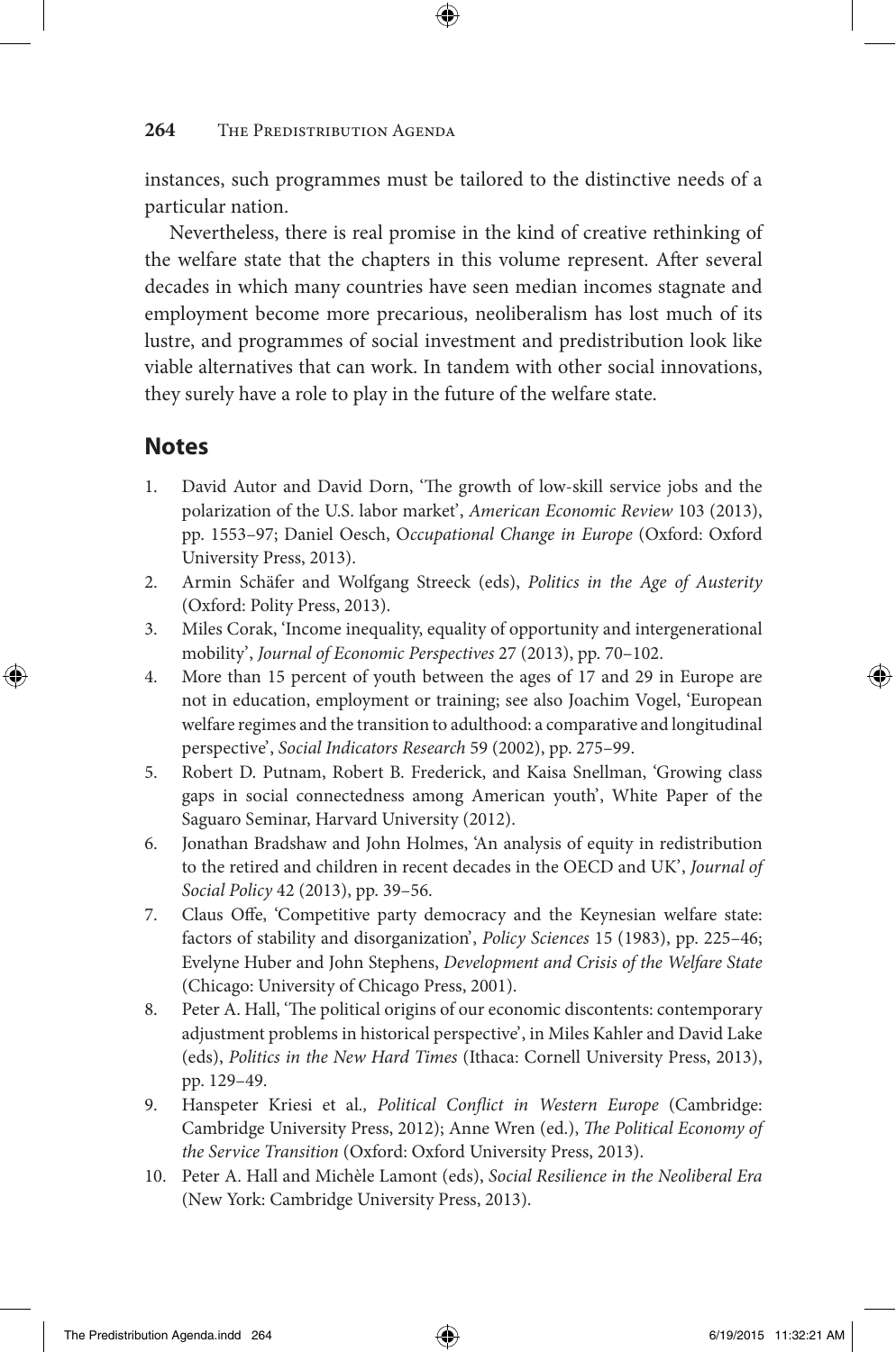instances, such programmes must be tailored to the distinctive needs of a particular nation.

Nevertheless, there is real promise in the kind of creative rethinking of the welfare state that the chapters in this volume represent. After several decades in which many countries have seen median incomes stagnate and employment become more precarious, neoliberalism has lost much of its lustre, and programmes of social investment and predistribution look like viable alternatives that can work. In tandem with other social innovations, they surely have a role to play in the future of the welfare state.

## Notes

1. David Autor and David Dorn, 'The growth of low-skill service jobs and the polarization of the U.S. labor market', *American Economic Review* 103 (2013), pp. 1553–97; Daniel Oesch, O*ccupational Change in Europe* (Oxford: Oxford University Press, 2013).
2. Armin Schäfer and Wolfgang Streeck (eds), *Politics in the Age of Austerity* (Oxford: Polity Press, 2013).
3. Miles Corak, 'Income inequality, equality of opportunity and intergenerational mobility', *Journal of Economic Perspectives* 27 (2013), pp. 70–102.
4. More than 15 percent of youth between the ages of 17 and 29 in Europe are not in education, employment or training; see also Joachim Vogel, 'European welfare regimes and the transition to adulthood: a comparative and longitudinal perspective', *Social Indicators Research* 59 (2002), pp. 275–99.
5. Robert D. Putnam, Robert B. Frederick, and Kaisa Snellman, 'Growing class gaps in social connectedness among American youth', White Paper of the Saguaro Seminar, Harvard University (2012).
6. Jonathan Bradshaw and John Holmes, 'An analysis of equity in redistribution to the retired and children in recent decades in the OECD and UK', *Journal of Social Policy* 42 (2013), pp. 39–56.
7. Claus Offe, 'Competitive party democracy and the Keynesian welfare state: factors of stability and disorganization', *Policy Sciences* 15 (1983), pp. 225–46; Evelyne Huber and John Stephens, *Development and Crisis of the Welfare State* (Chicago: University of Chicago Press, 2001).
8. Peter A. Hall, 'The political origins of our economic discontents: contemporary adjustment problems in historical perspective', in Miles Kahler and David Lake (eds), *Politics in the New Hard Times* (Ithaca: Cornell University Press, 2013), pp. 129–49.
9. Hanspeter Kriesi et al*., Political Conflict in Western Europe* (Cambridge: Cambridge University Press, 2012); Anne Wren (ed.), *The Political Economy of the Service Transition* (Oxford: Oxford University Press, 2013).
10. Peter A. Hall and Michèle Lamont (eds), *Social Resilience in the Neoliberal Era* (New York: Cambridge University Press, 2013).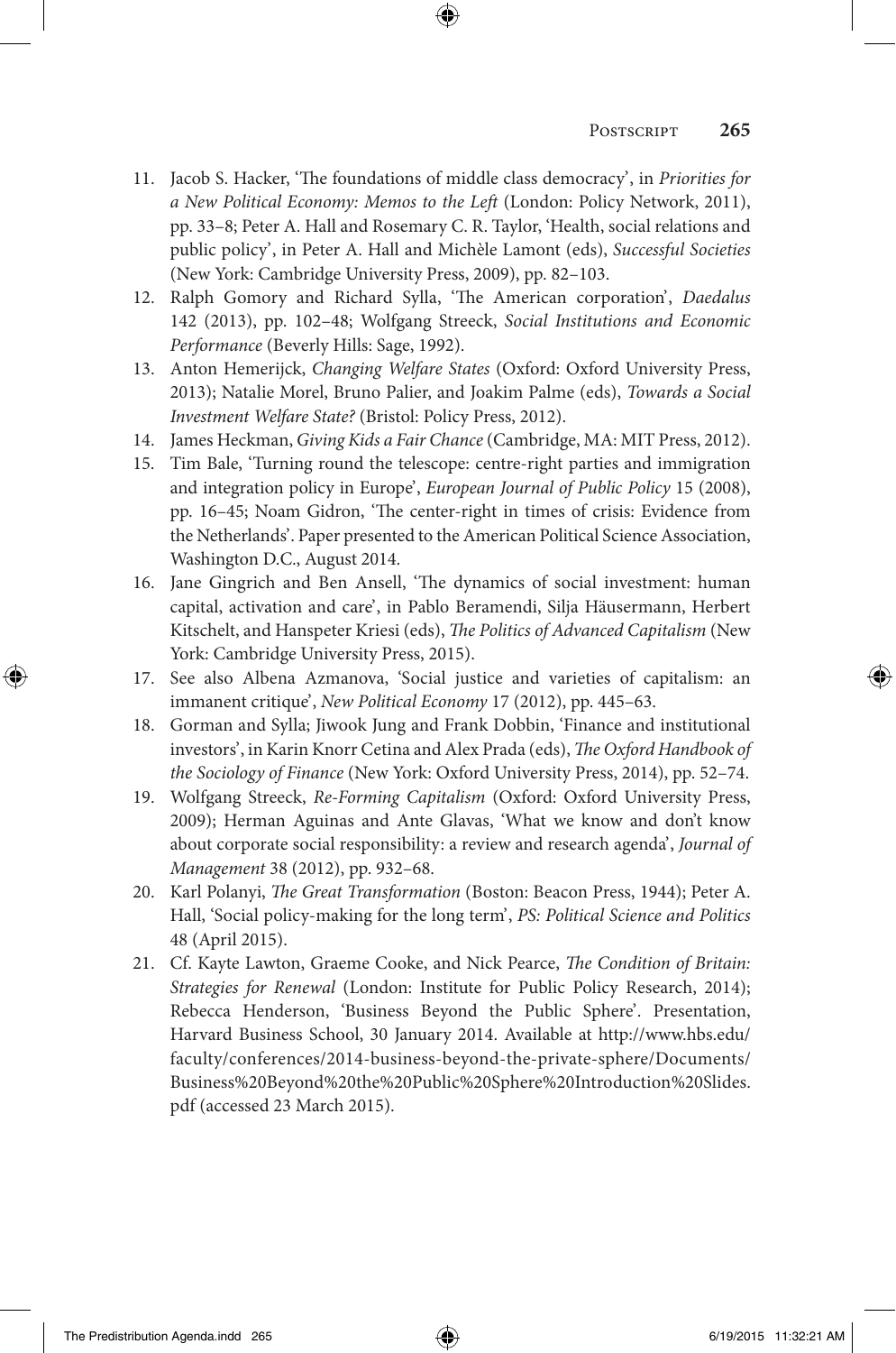11. Jacob S. Hacker, 'The foundations of middle class democracy', in *Priorities for a New Political Economy: Memos to the Left* (London: Policy Network, 2011), pp. 33–8; Peter A. Hall and Rosemary C. R. Taylor, 'Health, social relations and public policy', in Peter A. Hall and Michèle Lamont (eds), *Successful Societies* (New York: Cambridge University Press, 2009), pp. 82–103.
12. Ralph Gomory and Richard Sylla, 'The American corporation', *Daedalus* 142 (2013), pp. 102–48; Wolfgang Streeck, *Social Institutions and Economic Performance* (Beverly Hills: Sage, 1992).
13. Anton Hemerijck, *Changing Welfare States* (Oxford: Oxford University Press, 2013); Natalie Morel, Bruno Palier, and Joakim Palme (eds), *Towards a Social Investment Welfare State?* (Bristol: Policy Press, 2012).
14. James Heckman, *Giving Kids a Fair Chance* (Cambridge, MA: MIT Press, 2012).
15. Tim Bale, 'Turning round the telescope: centre-right parties and immigration and integration policy in Europe', *European Journal of Public Policy* 15 (2008), pp. 16–45; Noam Gidron, 'The center-right in times of crisis: Evidence from the Netherlands'. Paper presented to the American Political Science Association, Washington D.C., August 2014.
16. Jane Gingrich and Ben Ansell, 'The dynamics of social investment: human capital, activation and care', in Pablo Beramendi, Silja Häusermann, Herbert Kitschelt, and Hanspeter Kriesi (eds), *The Politics of Advanced Capitalism* (New York: Cambridge University Press, 2015).
17. See also Albena Azmanova, 'Social justice and varieties of capitalism: an immanent critique', *New Political Economy* 17 (2012), pp. 445–63.
18. Gorman and Sylla; Jiwook Jung and Frank Dobbin, 'Finance and institutional investors', in Karin Knorr Cetina and Alex Prada (eds), *The Oxford Handbook of the Sociology of Finance* (New York: Oxford University Press, 2014), pp. 52–74.
19. Wolfgang Streeck, *Re-Forming Capitalism* (Oxford: Oxford University Press, 2009); Herman Aguinas and Ante Glavas, 'What we know and don't know about corporate social responsibility: a review and research agenda', *Journal of Management* 38 (2012), pp. 932–68.
20. Karl Polanyi, *The Great Transformation* (Boston: Beacon Press, 1944); Peter A. Hall, 'Social policy-making for the long term', *PS: Political Science and Politics* 48 (April 2015).
21. Cf. Kayte Lawton, Graeme Cooke, and Nick Pearce, *The Condition of Britain: Strategies for Renewal* (London: Institute for Public Policy Research, 2014); Rebecca Henderson, 'Business Beyond the Public Sphere'. Presentation, Harvard Business School, 30 January 2014. Available at http://www.hbs.edu/faculty/conferences/2014-business-beyond-the-private-sphere/Documents/Business%20Beyond%20the%20Public%20Sphere%20Introduction%20Slides.pdf (accessed 23 March 2015).